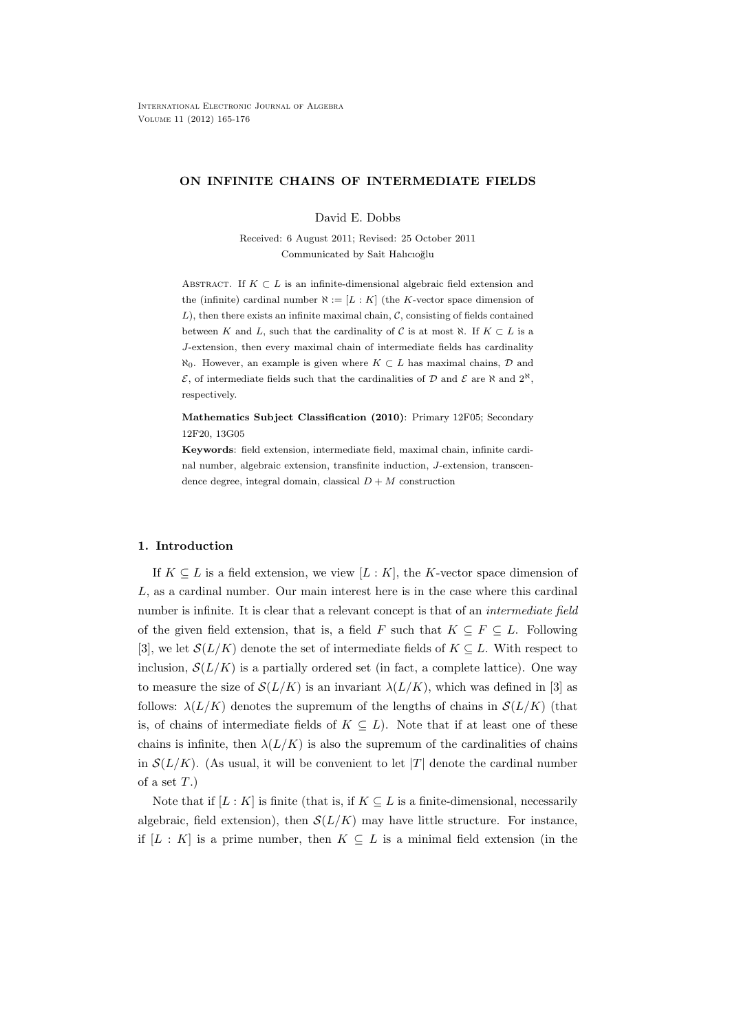# ON INFINITE CHAINS OF INTERMEDIATE FIELDS

David E. Dobbs

Received: 6 August 2011; Revised: 25 October 2011

Communicated by Sait Halıcıoğlu

Abstract. If $K \subset L$ is an infinite-dimensional algebraic field extension and the (infinite) cardinal number $\aleph := [L : K]$ (the $K$-vector space dimension of $L$), then there exists an infinite maximal chain, $\mathcal{C}$, consisting of fields contained between $K$ and $L$, such that the cardinality of $\mathcal{C}$ is at most $\aleph$. If $K \subset L$ is a $J$-extension, then every maximal chain of intermediate fields has cardinality $\aleph_0$. However, an example is given where $K \subset L$ has maximal chains, $\mathcal{D}$ and $\mathcal{E}$, of intermediate fields such that the cardinalities of $\mathcal{D}$ and $\mathcal{E}$ are $\aleph$ and $2^{\aleph}$, respectively.

**Mathematics Subject Classification (2010)**: Primary 12F05; Secondary 12F20, 13G05

**Keywords**: field extension, intermediate field, maximal chain, infinite cardinal number, algebraic extension, transfinite induction, $J$-extension, transcendence degree, integral domain, classical $D + M$ construction

## 1. Introduction

If $K \subseteq L$ is a field extension, we view $[L : K]$, the $K$-vector space dimension of $L$, as a cardinal number. Our main interest here is in the case where this cardinal number is infinite. It is clear that a relevant concept is that of an *intermediate field* of the given field extension, that is, a field $F$ such that $K \subseteq F \subseteq L$. Following [3], we let $\mathcal{S}(L/K)$ denote the set of intermediate fields of $K \subseteq L$. With respect to inclusion, $\mathcal{S}(L/K)$ is a partially ordered set (in fact, a complete lattice). One way to measure the size of $\mathcal{S}(L/K)$ is an invariant $\lambda(L/K)$, which was defined in [3] as follows: $\lambda(L/K)$ denotes the supremum of the lengths of chains in $\mathcal{S}(L/K)$ (that is, of chains of intermediate fields of $K \subseteq L$). Note that if at least one of these chains is infinite, then $\lambda(L/K)$ is also the supremum of the cardinalities of chains in $\mathcal{S}(L/K)$. (As usual, it will be convenient to let $|T|$ denote the cardinal number of a set $T$.)

Note that if $[L : K]$ is finite (that is, if $K \subseteq L$ is a finite-dimensional, necessarily algebraic, field extension), then $\mathcal{S}(L/K)$ may have little structure. For instance, if $[L : K]$ is a prime number, then $K \subseteq L$ is a minimal field extension (in the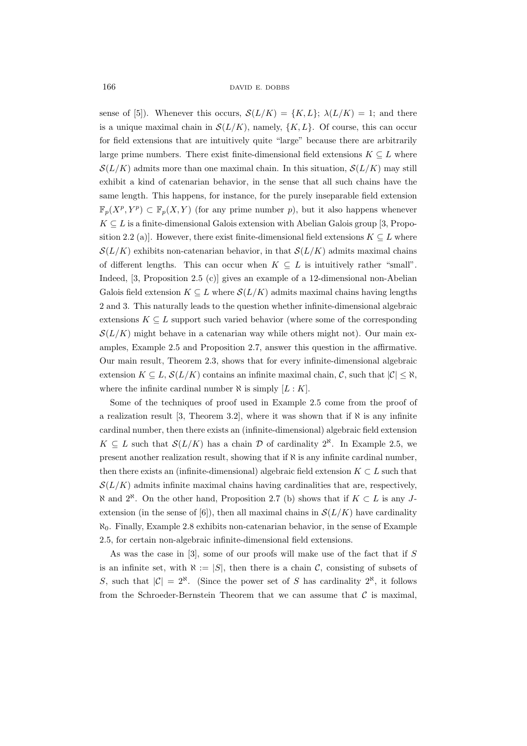sense of [5]). Whenever this occurs, $\mathcal{S}(L/K) = \{K, L\}$; $\lambda(L/K) = 1$; and there is a unique maximal chain in $\mathcal{S}(L/K)$, namely, $\{K, L\}$. Of course, this can occur for field extensions that are intuitively quite "large" because there are arbitrarily large prime numbers. There exist finite-dimensional field extensions $K \subseteq L$ where $\mathcal{S}(L/K)$ admits more than one maximal chain. In this situation, $\mathcal{S}(L/K)$ may still exhibit a kind of catenarian behavior, in the sense that all such chains have the same length. This happens, for instance, for the purely inseparable field extension $\mathbb{F}_p(X^p, Y^p) \subset \mathbb{F}_p(X, Y)$ (for any prime number $p$), but it also happens whenever $K \subseteq L$ is a finite-dimensional Galois extension with Abelian Galois group [3, Proposition 2.2 (a)]. However, there exist finite-dimensional field extensions $K \subseteq L$ where $\mathcal{S}(L/K)$ exhibits non-catenarian behavior, in that $\mathcal{S}(L/K)$ admits maximal chains of different lengths. This can occur when $K \subseteq L$ is intuitively rather "small". Indeed, [3, Proposition 2.5 (c)] gives an example of a 12-dimensional non-Abelian Galois field extension $K \subseteq L$ where $\mathcal{S}(L/K)$ admits maximal chains having lengths 2 and 3. This naturally leads to the question whether infinite-dimensional algebraic extensions $K \subseteq L$ support such varied behavior (where some of the corresponding $\mathcal{S}(L/K)$ might behave in a catenarian way while others might not). Our main examples, Example 2.5 and Proposition 2.7, answer this question in the affirmative. Our main result, Theorem 2.3, shows that for every infinite-dimensional algebraic extension $K \subseteq L$, $\mathcal{S}(L/K)$ contains an infinite maximal chain, $\mathcal{C}$, such that $|\mathcal{C}| \leq \aleph$, where the infinite cardinal number $\aleph$ is simply $[L : K]$.

Some of the techniques of proof used in Example 2.5 come from the proof of a realization result [3, Theorem 3.2], where it was shown that if $\aleph$ is any infinite cardinal number, then there exists an (infinite-dimensional) algebraic field extension $K \subseteq L$ such that $\mathcal{S}(L/K)$ has a chain $\mathcal{D}$ of cardinality $2^{\aleph}$. In Example 2.5, we present another realization result, showing that if $\aleph$ is any infinite cardinal number, then there exists an (infinite-dimensional) algebraic field extension $K \subset L$ such that $\mathcal{S}(L/K)$ admits infinite maximal chains having cardinalities that are, respectively, $\aleph$ and $2^{\aleph}$. On the other hand, Proposition 2.7 (b) shows that if $K \subset L$ is any $J$-extension (in the sense of [6]), then all maximal chains in $\mathcal{S}(L/K)$ have cardinality $\aleph_0$. Finally, Example 2.8 exhibits non-catenarian behavior, in the sense of Example 2.5, for certain non-algebraic infinite-dimensional field extensions.

As was the case in [3], some of our proofs will make use of the fact that if $S$ is an infinite set, with $\aleph := |S|$, then there is a chain $\mathcal{C}$, consisting of subsets of $S$, such that $|\mathcal{C}| = 2^{\aleph}$. (Since the power set of $S$ has cardinality $2^{\aleph}$, it follows from the Schroeder-Bernstein Theorem that we can assume that $\mathcal{C}$ is maximal,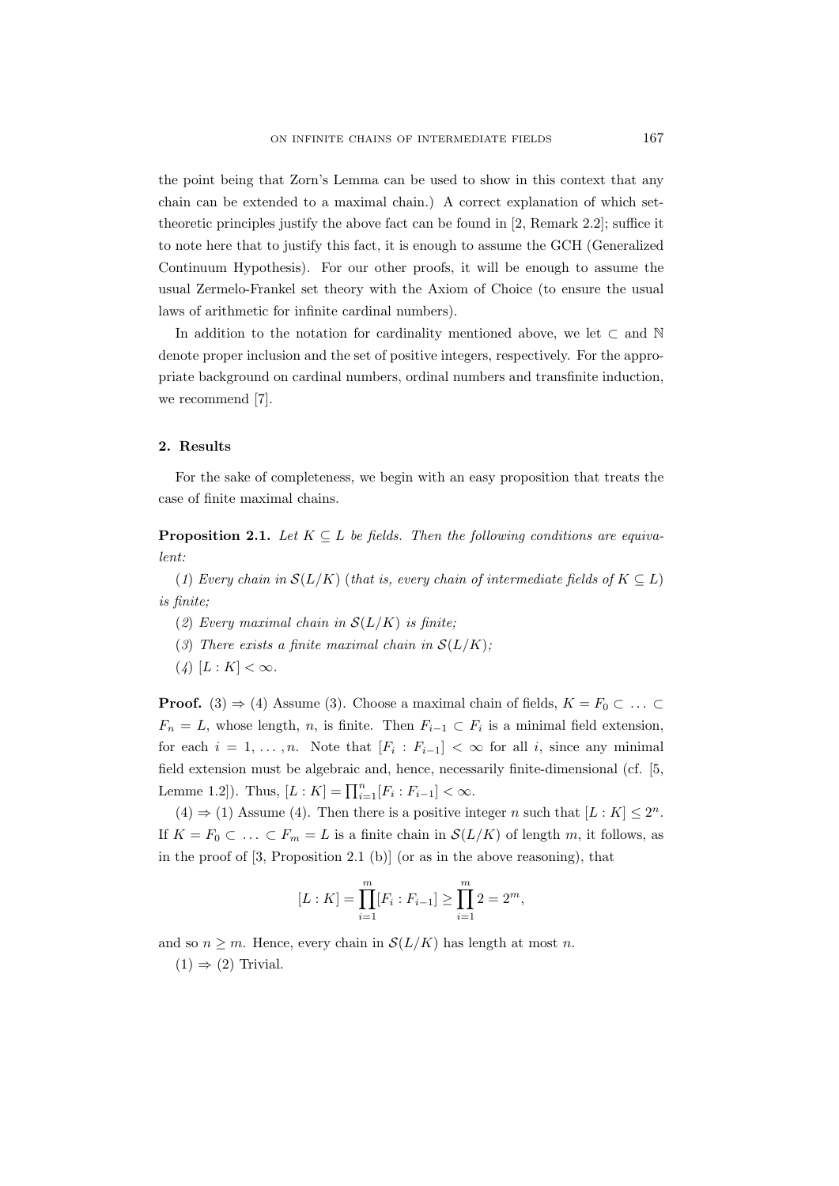the point being that Zorn's Lemma can be used to show in this context that any chain can be extended to a maximal chain.) A correct explanation of which set-theoretic principles justify the above fact can be found in [2, Remark 2.2]; suffice it to note here that to justify this fact, it is enough to assume the GCH (Generalized Continuum Hypothesis). For our other proofs, it will be enough to assume the usual Zermelo-Frankel set theory with the Axiom of Choice (to ensure the usual laws of arithmetic for infinite cardinal numbers).

In addition to the notation for cardinality mentioned above, we let $\subset$ and $\mathbb{N}$ denote proper inclusion and the set of positive integers, respectively. For the appropriate background on cardinal numbers, ordinal numbers and transfinite induction, we recommend [7].

## 2. Results

For the sake of completeness, we begin with an easy proposition that treats the case of finite maximal chains.

**Proposition 2.1.** *Let $K \subseteq L$ be fields. Then the following conditions are equivalent:*

*(1) Every chain in $\mathcal{S}(L/K)$ (that is, every chain of intermediate fields of $K \subseteq L$) is finite;*

*(2) Every maximal chain in $\mathcal{S}(L/K)$ is finite;*

*(3) There exists a finite maximal chain in $\mathcal{S}(L/K)$;*

*(4) $[L : K] < \infty$.*

**Proof.** (3) $\Rightarrow$ (4) Assume (3). Choose a maximal chain of fields, $K = F_0 \subset \ldots \subset F_n = L$, whose length, $n$, is finite. Then $F_{i-1} \subset F_i$ is a minimal field extension, for each $i = 1, \ldots, n$. Note that $[F_i : F_{i-1}] < \infty$ for all $i$, since any minimal field extension must be algebraic and, hence, necessarily finite-dimensional (cf. [5, Lemme 1.2]). Thus, $[L : K] = \prod_{i=1}^{n} [F_i : F_{i-1}] < \infty$.

(4) $\Rightarrow$ (1) Assume (4). Then there is a positive integer $n$ such that $[L : K] \leq 2^n$. If $K = F_0 \subset \ldots \subset F_m = L$ is a finite chain in $\mathcal{S}(L/K)$ of length $m$, it follows, as in the proof of [3, Proposition 2.1 (b)] (or as in the above reasoning), that

$$[L : K] = \prod_{i=1}^{m} [F_i : F_{i-1}] \geq \prod_{i=1}^{m} 2 = 2^m,$$

and so $n \geq m$. Hence, every chain in $\mathcal{S}(L/K)$ has length at most $n$.

(1) $\Rightarrow$ (2) Trivial.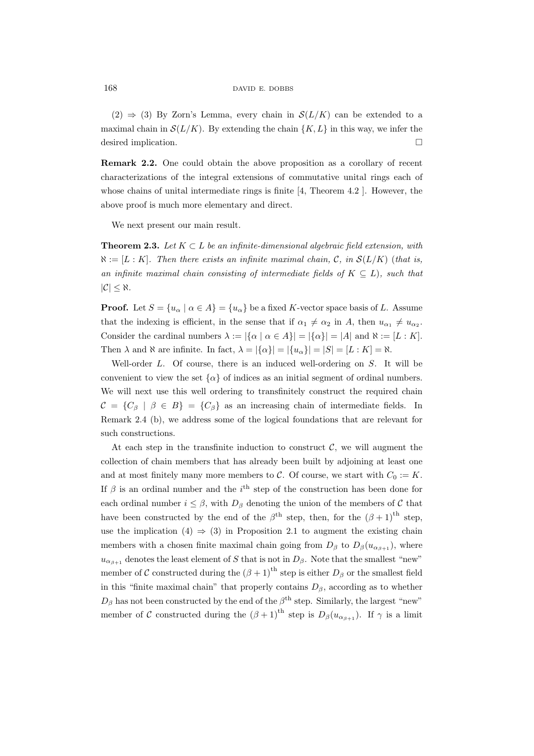(2) $\Rightarrow$ (3) By Zorn's Lemma, every chain in $\mathcal{S}(L/K)$ can be extended to a maximal chain in $\mathcal{S}(L/K)$. By extending the chain $\{K, L\}$ in this way, we infer the desired implication. $\square$

**Remark 2.2.** One could obtain the above proposition as a corollary of recent characterizations of the integral extensions of commutative unital rings each of whose chains of unital intermediate rings is finite [4, Theorem 4.2 ]. However, the above proof is much more elementary and direct.

We next present our main result.

**Theorem 2.3.** *Let $K \subset L$ be an infinite-dimensional algebraic field extension, with $\aleph := [L : K]$. Then there exists an infinite maximal chain, $\mathcal{C}$, in $\mathcal{S}(L/K)$ (that is, an infinite maximal chain consisting of intermediate fields of $K \subseteq L$), such that $|\mathcal{C}| \leq \aleph$.*

**Proof.** Let $S = \{u_\alpha \mid \alpha \in A\} = \{u_\alpha\}$ be a fixed $K$-vector space basis of $L$. Assume that the indexing is efficient, in the sense that if $\alpha_1 \neq \alpha_2$ in $A$, then $u_{\alpha_1} \neq u_{\alpha_2}$. Consider the cardinal numbers $\lambda := |\{\alpha \mid \alpha \in A\}| = |\{\alpha\}| = |A|$ and $\aleph := [L : K]$. Then $\lambda$ and $\aleph$ are infinite. In fact, $\lambda = |\{\alpha\}| = |\{u_\alpha\}| = |S| = [L : K] = \aleph$.

Well-order $L$. Of course, there is an induced well-ordering on $S$. It will be convenient to view the set $\{\alpha\}$ of indices as an initial segment of ordinal numbers. We will next use this well ordering to transfinitely construct the required chain $\mathcal{C} = \{C_\beta \mid \beta \in B\} = \{C_\beta\}$ as an increasing chain of intermediate fields. In Remark 2.4 (b), we address some of the logical foundations that are relevant for such constructions.

At each step in the transfinite induction to construct $\mathcal{C}$, we will augment the collection of chain members that has already been built by adjoining at least one and at most finitely many more members to $\mathcal{C}$. Of course, we start with $C_0 := K$. If $\beta$ is an ordinal number and the $i^{\text{th}}$ step of the construction has been done for each ordinal number $i \leq \beta$, with $D_\beta$ denoting the union of the members of $\mathcal{C}$ that have been constructed by the end of the $\beta^{\text{th}}$ step, then, for the $(\beta + 1)^{\text{th}}$ step, use the implication (4) $\Rightarrow$ (3) in Proposition 2.1 to augment the existing chain members with a chosen finite maximal chain going from $D_\beta$ to $D_\beta(u_{\alpha_{\beta+1}})$, where $u_{\alpha_{\beta+1}}$ denotes the least element of $S$ that is not in $D_\beta$. Note that the smallest "new" member of $\mathcal{C}$ constructed during the $(\beta + 1)^{\text{th}}$ step is either $D_\beta$ or the smallest field in this "finite maximal chain" that properly contains $D_\beta$, according as to whether $D_\beta$ has not been constructed by the end of the $\beta^{\text{th}}$ step. Similarly, the largest "new" member of $\mathcal{C}$ constructed during the $(\beta + 1)^{\text{th}}$ step is $D_\beta(u_{\alpha_{\beta+1}})$. If $\gamma$ is a limit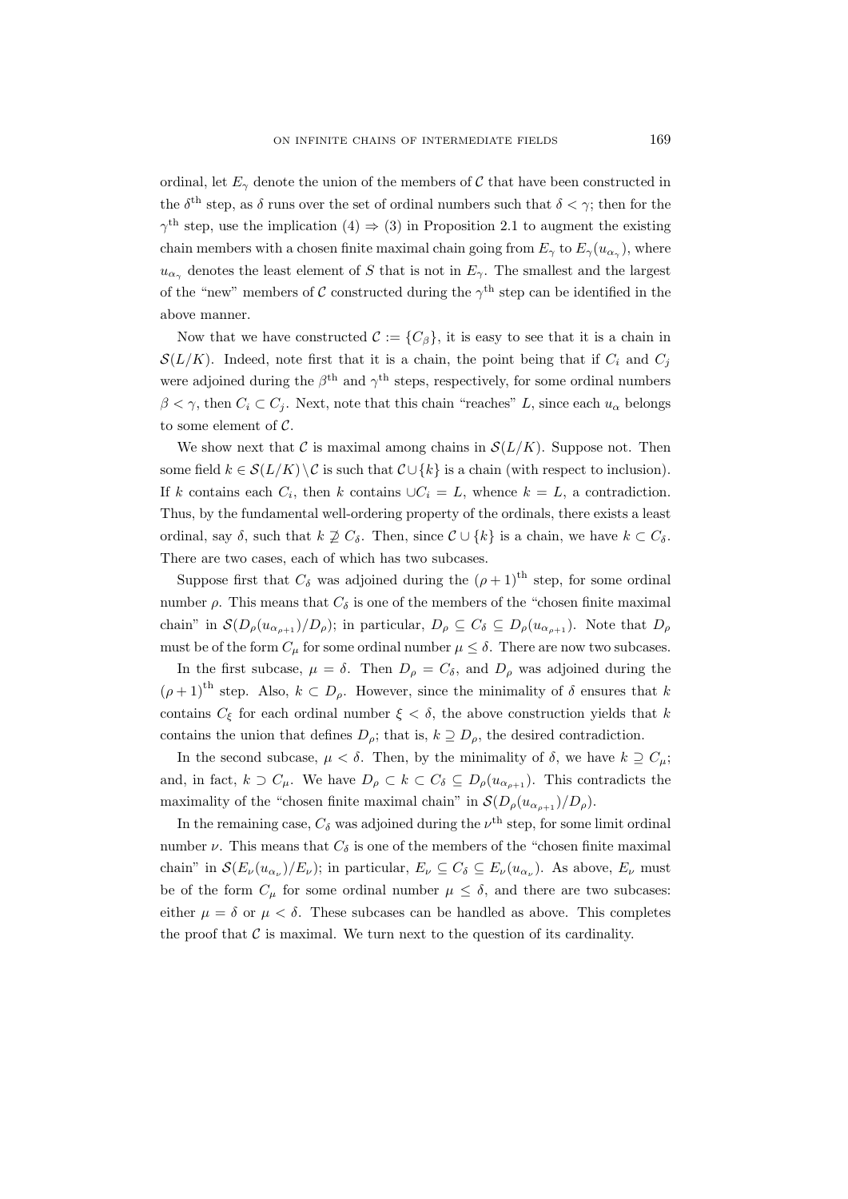ordinal, let $E_\gamma$ denote the union of the members of $\mathcal{C}$ that have been constructed in the $\delta^{\text{th}}$ step, as $\delta$ runs over the set of ordinal numbers such that $\delta < \gamma$; then for the $\gamma^{\text{th}}$ step, use the implication (4) $\Rightarrow$ (3) in Proposition 2.1 to augment the existing chain members with a chosen finite maximal chain going from $E_\gamma$ to $E_\gamma(u_{\alpha_\gamma})$, where $u_{\alpha_\gamma}$ denotes the least element of $S$ that is not in $E_\gamma$. The smallest and the largest of the "new" members of $\mathcal{C}$ constructed during the $\gamma^{\text{th}}$ step can be identified in the above manner.

Now that we have constructed $\mathcal{C} := \{C_\beta\}$, it is easy to see that it is a chain in $\mathcal{S}(L/K)$. Indeed, note first that it is a chain, the point being that if $C_i$ and $C_j$ were adjoined during the $\beta^{\text{th}}$ and $\gamma^{\text{th}}$ steps, respectively, for some ordinal numbers $\beta < \gamma$, then $C_i \subset C_j$. Next, note that this chain "reaches" $L$, since each $u_\alpha$ belongs to some element of $\mathcal{C}$.

We show next that $\mathcal{C}$ is maximal among chains in $\mathcal{S}(L/K)$. Suppose not. Then some field $k \in \mathcal{S}(L/K) \setminus \mathcal{C}$ is such that $\mathcal{C} \cup \{k\}$ is a chain (with respect to inclusion). If $k$ contains each $C_i$, then $k$ contains $\cup C_i = L$, whence $k = L$, a contradiction. Thus, by the fundamental well-ordering property of the ordinals, there exists a least ordinal, say $\delta$, such that $k \not\supseteq C_\delta$. Then, since $\mathcal{C} \cup \{k\}$ is a chain, we have $k \subset C_\delta$. There are two cases, each of which has two subcases.

Suppose first that $C_\delta$ was adjoined during the $(\rho+1)^{\text{th}}$ step, for some ordinal number $\rho$. This means that $C_\delta$ is one of the members of the "chosen finite maximal chain" in $\mathcal{S}(D_\rho(u_{\alpha_{\rho+1}})/D_\rho)$; in particular, $D_\rho \subseteq C_\delta \subseteq D_\rho(u_{\alpha_{\rho+1}})$. Note that $D_\rho$ must be of the form $C_\mu$ for some ordinal number $\mu \leq \delta$. There are now two subcases.

In the first subcase, $\mu = \delta$. Then $D_\rho = C_\delta$, and $D_\rho$ was adjoined during the $(\rho+1)^{\text{th}}$ step. Also, $k \subset D_\rho$. However, since the minimality of $\delta$ ensures that $k$ contains $C_\xi$ for each ordinal number $\xi < \delta$, the above construction yields that $k$ contains the union that defines $D_\rho$; that is, $k \supseteq D_\rho$, the desired contradiction.

In the second subcase, $\mu < \delta$. Then, by the minimality of $\delta$, we have $k \supseteq C_\mu$; and, in fact, $k \supset C_\mu$. We have $D_\rho \subset k \subset C_\delta \subseteq D_\rho(u_{\alpha_{\rho+1}})$. This contradicts the maximality of the "chosen finite maximal chain" in $\mathcal{S}(D_\rho(u_{\alpha_{\rho+1}})/D_\rho)$.

In the remaining case, $C_\delta$ was adjoined during the $\nu^{\text{th}}$ step, for some limit ordinal number $\nu$. This means that $C_\delta$ is one of the members of the "chosen finite maximal chain" in $\mathcal{S}(E_\nu(u_{\alpha_\nu})/E_\nu)$; in particular, $E_\nu \subseteq C_\delta \subseteq E_\nu(u_{\alpha_\nu})$. As above, $E_\nu$ must be of the form $C_\mu$ for some ordinal number $\mu \leq \delta$, and there are two subcases: either $\mu = \delta$ or $\mu < \delta$. These subcases can be handled as above. This completes the proof that $\mathcal{C}$ is maximal. We turn next to the question of its cardinality.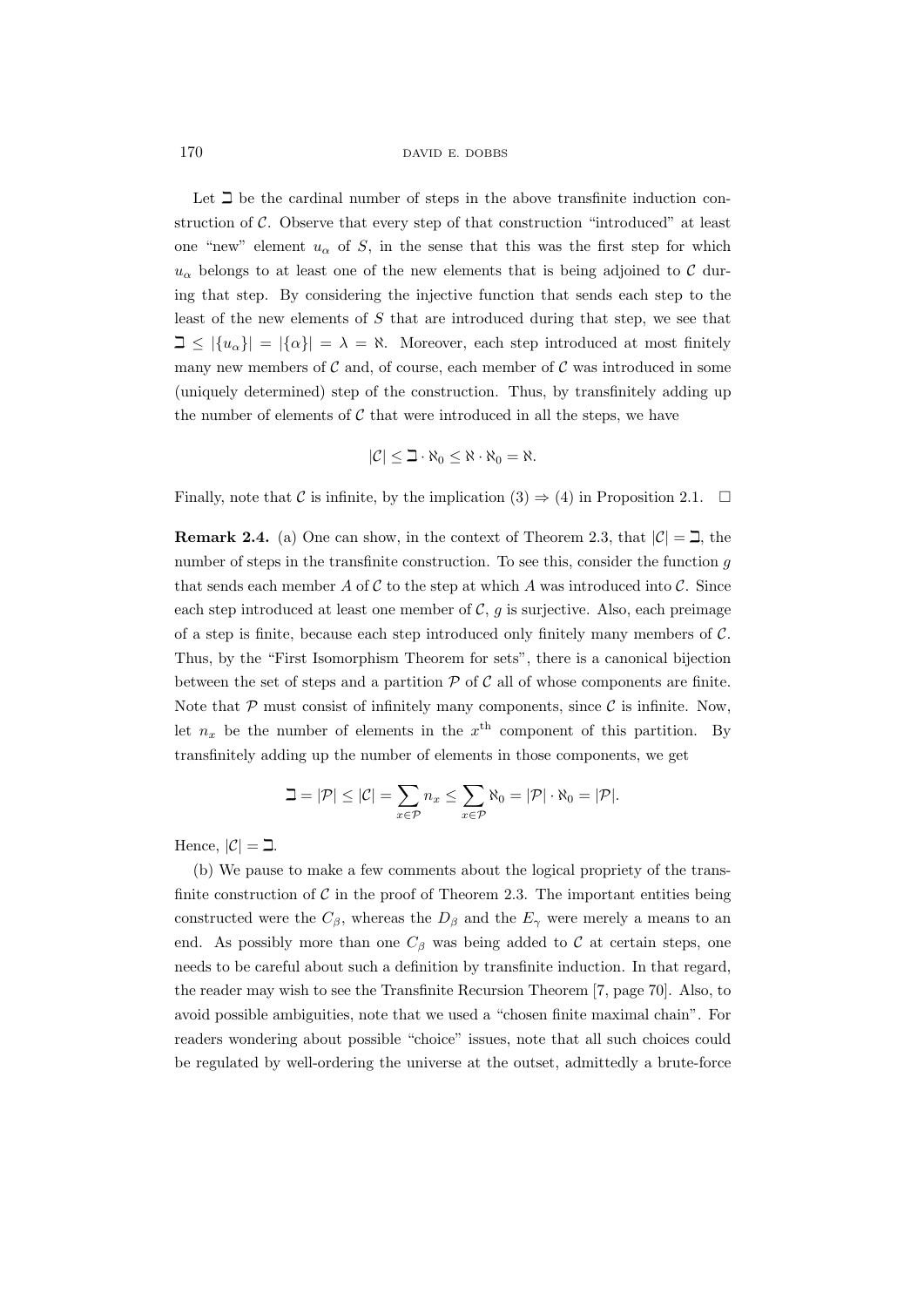Let $\beth$ be the cardinal number of steps in the above transfinite induction construction of $\mathcal{C}$. Observe that every step of that construction "introduced" at least one "new" element $u_\alpha$ of $S$, in the sense that this was the first step for which $u_\alpha$ belongs to at least one of the new elements that is being adjoined to $\mathcal{C}$ during that step. By considering the injective function that sends each step to the least of the new elements of $S$ that are introduced during that step, we see that $\beth \leq |\{u_\alpha\}| = |\{\alpha\}| = \lambda = \aleph$. Moreover, each step introduced at most finitely many new members of $\mathcal{C}$ and, of course, each member of $\mathcal{C}$ was introduced in some (uniquely determined) step of the construction. Thus, by transfinitely adding up the number of elements of $\mathcal{C}$ that were introduced in all the steps, we have

$$|\mathcal{C}| \leq \beth \cdot \aleph_0 \leq \aleph \cdot \aleph_0 = \aleph.$$

Finally, note that $\mathcal{C}$ is infinite, by the implication (3) $\Rightarrow$ (4) in Proposition 2.1. $\square$

**Remark 2.4.** (a) One can show, in the context of Theorem 2.3, that $|\mathcal{C}| = \beth$, the number of steps in the transfinite construction. To see this, consider the function $g$ that sends each member $A$ of $\mathcal{C}$ to the step at which $A$ was introduced into $\mathcal{C}$. Since each step introduced at least one member of $\mathcal{C}$, $g$ is surjective. Also, each preimage of a step is finite, because each step introduced only finitely many members of $\mathcal{C}$. Thus, by the "First Isomorphism Theorem for sets", there is a canonical bijection between the set of steps and a partition $\mathcal{P}$ of $\mathcal{C}$ all of whose components are finite. Note that $\mathcal{P}$ must consist of infinitely many components, since $\mathcal{C}$ is infinite. Now, let $n_x$ be the number of elements in the $x^{\text{th}}$ component of this partition. By transfinitely adding up the number of elements in those components, we get

$$\beth = |\mathcal{P}| \leq |\mathcal{C}| = \sum_{x \in \mathcal{P}} n_x \leq \sum_{x \in \mathcal{P}} \aleph_0 = |\mathcal{P}| \cdot \aleph_0 = |\mathcal{P}|.$$

Hence, $|\mathcal{C}| = \beth$.

(b) We pause to make a few comments about the logical propriety of the transfinite construction of $\mathcal{C}$ in the proof of Theorem 2.3. The important entities being constructed were the $C_\beta$, whereas the $D_\beta$ and the $E_\gamma$ were merely a means to an end. As possibly more than one $C_\beta$ was being added to $\mathcal{C}$ at certain steps, one needs to be careful about such a definition by transfinite induction. In that regard, the reader may wish to see the Transfinite Recursion Theorem [7, page 70]. Also, to avoid possible ambiguities, note that we used a "chosen finite maximal chain". For readers wondering about possible "choice" issues, note that all such choices could be regulated by well-ordering the universe at the outset, admittedly a brute-force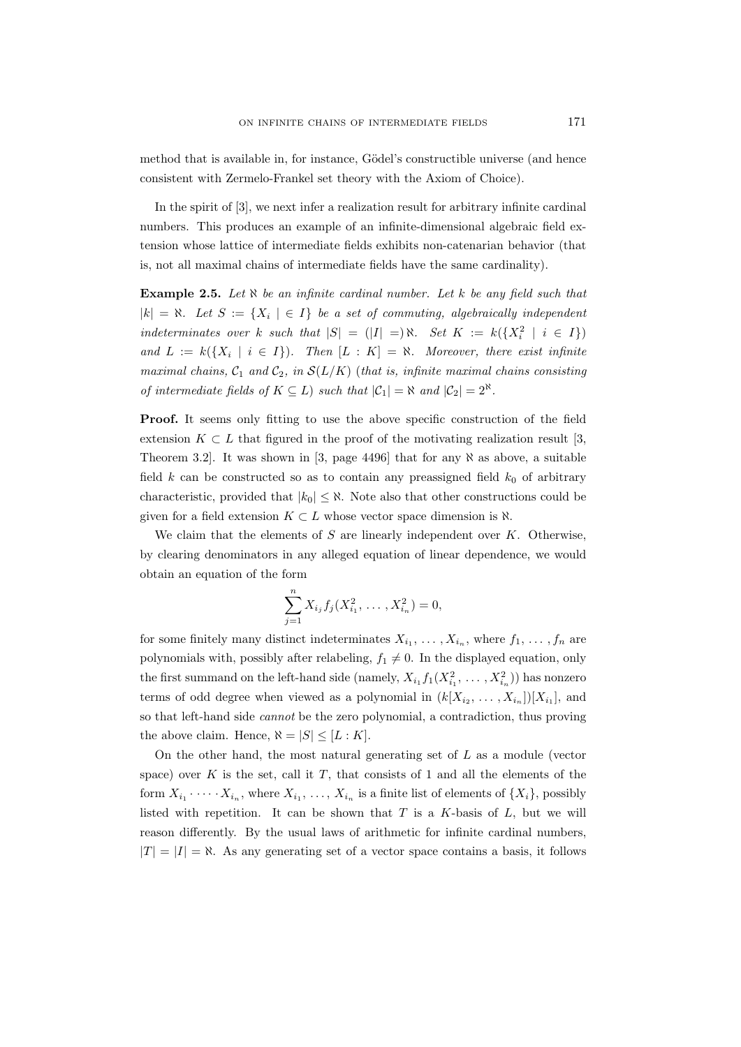method that is available in, for instance, Gödel's constructible universe (and hence consistent with Zermelo-Frankel set theory with the Axiom of Choice).

In the spirit of [3], we next infer a realization result for arbitrary infinite cardinal numbers. This produces an example of an infinite-dimensional algebraic field extension whose lattice of intermediate fields exhibits non-catenarian behavior (that is, not all maximal chains of intermediate fields have the same cardinality).

**Example 2.5.** *Let $\aleph$ be an infinite cardinal number. Let $k$ be any field such that $|k| = \aleph$. Let $S := \{X_i \mid \in I\}$ be a set of commuting, algebraically independent indeterminates over $k$ such that $|S| = (|I| =)\,\aleph$. Set $K := k(\{X_i^2 \mid i \in I\})$ and $L := k(\{X_i \mid i \in I\})$. Then $[L : K] = \aleph$. Moreover, there exist infinite maximal chains, $\mathcal{C}_1$ and $\mathcal{C}_2$, in $\mathcal{S}(L/K)$ (that is, infinite maximal chains consisting of intermediate fields of $K \subseteq L$) such that $|\mathcal{C}_1| = \aleph$ and $|\mathcal{C}_2| = 2^{\aleph}$.*

**Proof.** It seems only fitting to use the above specific construction of the field extension $K \subset L$ that figured in the proof of the motivating realization result [3, Theorem 3.2]. It was shown in [3, page 4496] that for any $\aleph$ as above, a suitable field $k$ can be constructed so as to contain any preassigned field $k_0$ of arbitrary characteristic, provided that $|k_0| \leq \aleph$. Note also that other constructions could be given for a field extension $K \subset L$ whose vector space dimension is $\aleph$.

We claim that the elements of $S$ are linearly independent over $K$. Otherwise, by clearing denominators in any alleged equation of linear dependence, we would obtain an equation of the form

$$\sum_{j=1}^{n} X_{i_j} f_j(X_{i_1}^2, \ldots, X_{i_n}^2) = 0,$$

for some finitely many distinct indeterminates $X_{i_1}, \ldots, X_{i_n}$, where $f_1, \ldots, f_n$ are polynomials with, possibly after relabeling, $f_1 \neq 0$. In the displayed equation, only the first summand on the left-hand side (namely, $X_{i_1} f_1(X_{i_1}^2, \ldots, X_{i_n}^2)$) has nonzero terms of odd degree when viewed as a polynomial in $(k[X_{i_2}, \ldots, X_{i_n}])[X_{i_1}]$, and so that left-hand side *cannot* be the zero polynomial, a contradiction, thus proving the above claim. Hence, $\aleph = |S| \leq [L : K]$.

On the other hand, the most natural generating set of $L$ as a module (vector space) over $K$ is the set, call it $T$, that consists of 1 and all the elements of the form $X_{i_1} \cdot \cdots \cdot X_{i_n}$, where $X_{i_1}, \ldots, X_{i_n}$ is a finite list of elements of $\{X_i\}$, possibly listed with repetition. It can be shown that $T$ is a $K$-basis of $L$, but we will reason differently. By the usual laws of arithmetic for infinite cardinal numbers, $|T| = |I| = \aleph$. As any generating set of a vector space contains a basis, it follows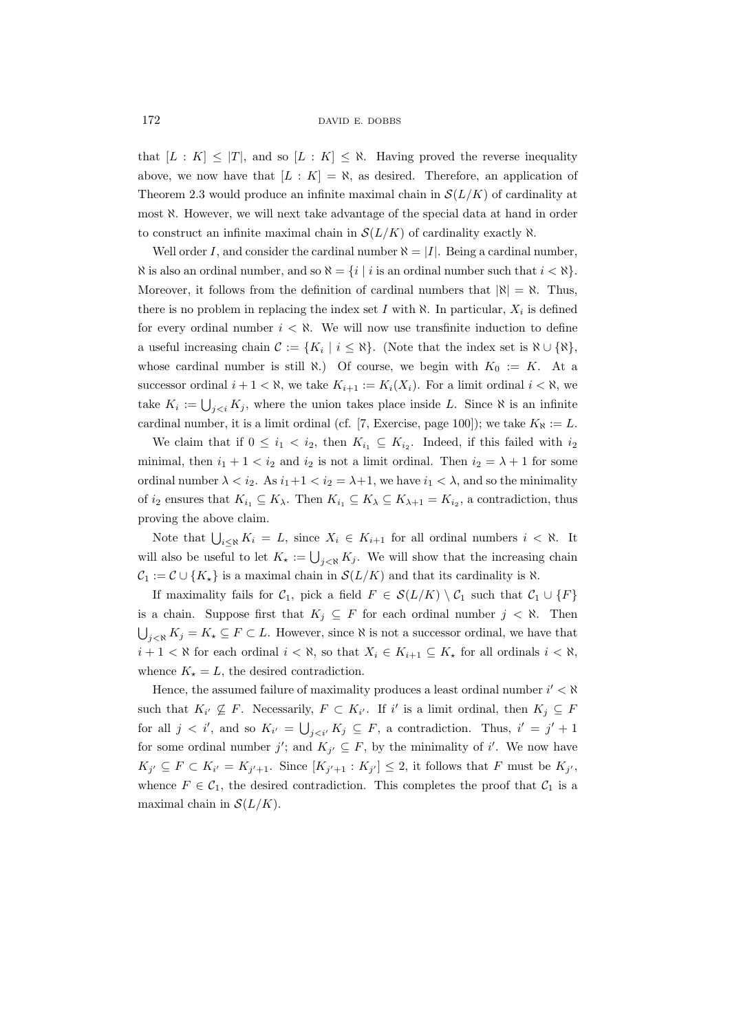that $[L : K] \leq |T|$, and so $[L : K] \leq \aleph$. Having proved the reverse inequality above, we now have that $[L : K] = \aleph$, as desired. Therefore, an application of Theorem 2.3 would produce an infinite maximal chain in $\mathcal{S}(L/K)$ of cardinality at most $\aleph$. However, we will next take advantage of the special data at hand in order to construct an infinite maximal chain in $\mathcal{S}(L/K)$ of cardinality exactly $\aleph$.

Well order $I$, and consider the cardinal number $\aleph = |I|$. Being a cardinal number, $\aleph$ is also an ordinal number, and so $\aleph = \{i \mid i \text{ is an ordinal number such that } i < \aleph\}$. Moreover, it follows from the definition of cardinal numbers that $|\aleph| = \aleph$. Thus, there is no problem in replacing the index set $I$ with $\aleph$. In particular, $X_i$ is defined for every ordinal number $i < \aleph$. We will now use transfinite induction to define a useful increasing chain $\mathcal{C} := \{K_i \mid i \leq \aleph\}$. (Note that the index set is $\aleph \cup \{\aleph\}$, whose cardinal number is still $\aleph$.) Of course, we begin with $K_0 := K$. At a successor ordinal $i + 1 < \aleph$, we take $K_{i+1} := K_i(X_i)$. For a limit ordinal $i < \aleph$, we take $K_i := \bigcup_{j<i} K_j$, where the union takes place inside $L$. Since $\aleph$ is an infinite cardinal number, it is a limit ordinal (cf. [7, Exercise, page 100]); we take $K_\aleph := L$.

We claim that if $0 \leq i_1 < i_2$, then $K_{i_1} \subseteq K_{i_2}$. Indeed, if this failed with $i_2$ minimal, then $i_1 + 1 < i_2$ and $i_2$ is not a limit ordinal. Then $i_2 = \lambda + 1$ for some ordinal number $\lambda < i_2$. As $i_1 + 1 < i_2 = \lambda + 1$, we have $i_1 < \lambda$, and so the minimality of $i_2$ ensures that $K_{i_1} \subseteq K_\lambda$. Then $K_{i_1} \subseteq K_\lambda \subseteq K_{\lambda+1} = K_{i_2}$, a contradiction, thus proving the above claim.

Note that $\bigcup_{i \leq \aleph} K_i = L$, since $X_i \in K_{i+1}$ for all ordinal numbers $i < \aleph$. It will also be useful to let $K_\star := \bigcup_{j<\aleph} K_j$. We will show that the increasing chain $\mathcal{C}_1 := \mathcal{C} \cup \{K_\star\}$ is a maximal chain in $\mathcal{S}(L/K)$ and that its cardinality is $\aleph$.

If maximality fails for $\mathcal{C}_1$, pick a field $F \in \mathcal{S}(L/K) \setminus \mathcal{C}_1$ such that $\mathcal{C}_1 \cup \{F\}$ is a chain. Suppose first that $K_j \subseteq F$ for each ordinal number $j < \aleph$. Then $\bigcup_{j<\aleph} K_j = K_\star \subseteq F \subset L$. However, since $\aleph$ is not a successor ordinal, we have that $i + 1 < \aleph$ for each ordinal $i < \aleph$, so that $X_i \in K_{i+1} \subseteq K_\star$ for all ordinals $i < \aleph$, whence $K_\star = L$, the desired contradiction.

Hence, the assumed failure of maximality produces a least ordinal number $i' < \aleph$ such that $K_{i'} \not\subseteq F$. Necessarily, $F \subset K_{i'}$. If $i'$ is a limit ordinal, then $K_j \subseteq F$ for all $j < i'$, and so $K_{i'} = \bigcup_{j<i'} K_j \subseteq F$, a contradiction. Thus, $i' = j' + 1$ for some ordinal number $j'$; and $K_{j'} \subseteq F$, by the minimality of $i'$. We now have $K_{j'} \subseteq F \subset K_{i'} = K_{j'+1}$. Since $[K_{j'+1} : K_{j'}] \leq 2$, it follows that $F$ must be $K_{j'}$, whence $F \in \mathcal{C}_1$, the desired contradiction. This completes the proof that $\mathcal{C}_1$ is a maximal chain in $\mathcal{S}(L/K)$.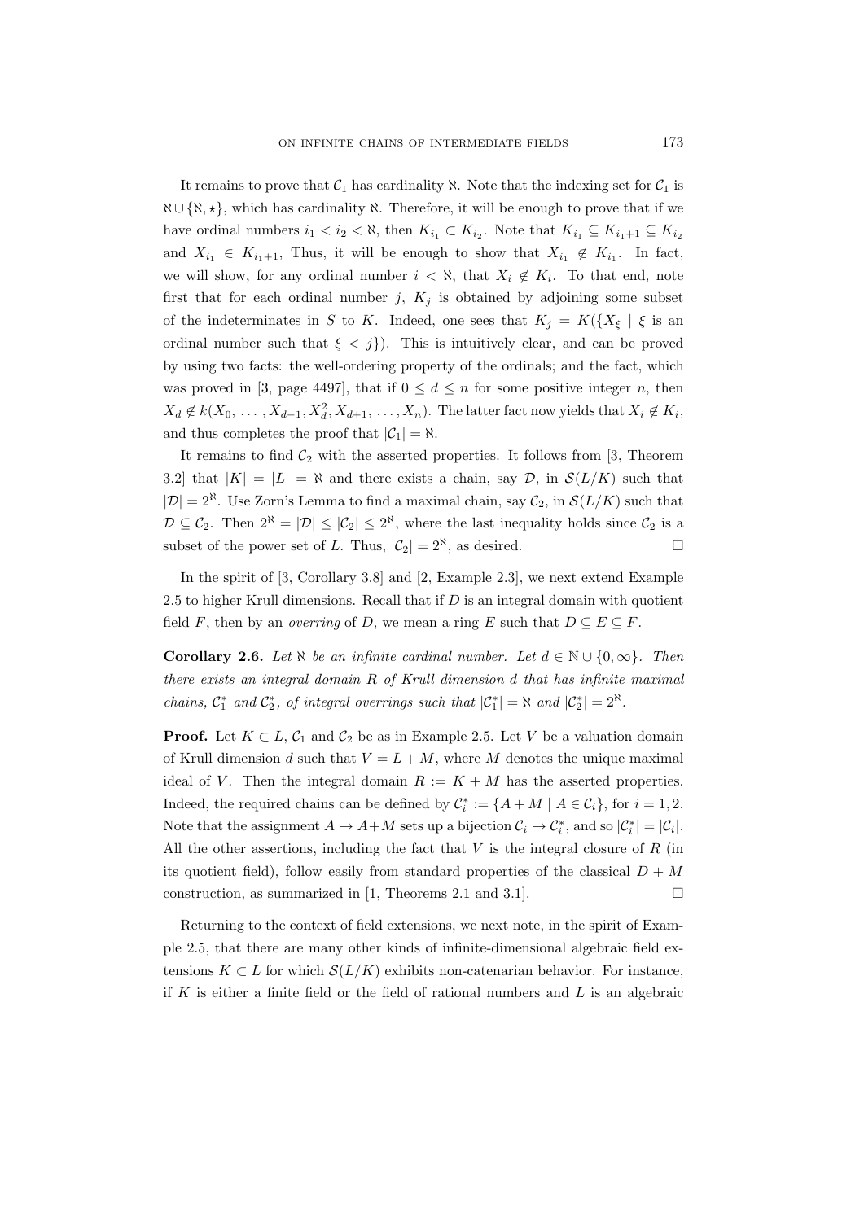It remains to prove that $\mathcal{C}_1$ has cardinality $\aleph$. Note that the indexing set for $\mathcal{C}_1$ is $\aleph \cup \{\aleph, \star\}$, which has cardinality $\aleph$. Therefore, it will be enough to prove that if we have ordinal numbers $i_1 < i_2 < \aleph$, then $K_{i_1} \subset K_{i_2}$. Note that $K_{i_1} \subseteq K_{i_1+1} \subseteq K_{i_2}$ and $X_{i_1} \in K_{i_1+1}$, Thus, it will be enough to show that $X_{i_1} \notin K_{i_1}$. In fact, we will show, for any ordinal number $i < \aleph$, that $X_i \notin K_i$. To that end, note first that for each ordinal number $j$, $K_j$ is obtained by adjoining some subset of the indeterminates in $S$ to $K$. Indeed, one sees that $K_j = K(\{X_\xi \mid \xi$ is an ordinal number such that $\xi < j\})$. This is intuitively clear, and can be proved by using two facts: the well-ordering property of the ordinals; and the fact, which was proved in [3, page 4497], that if $0 \leq d \leq n$ for some positive integer $n$, then $X_d \notin k(X_0, \ldots, X_{d-1}, X_d^2, X_{d+1}, \ldots, X_n)$. The latter fact now yields that $X_i \notin K_i$, and thus completes the proof that $|\mathcal{C}_1| = \aleph$.

It remains to find $\mathcal{C}_2$ with the asserted properties. It follows from [3, Theorem 3.2] that $|K| = |L| = \aleph$ and there exists a chain, say $\mathcal{D}$, in $\mathcal{S}(L/K)$ such that $|\mathcal{D}| = 2^{\aleph}$. Use Zorn's Lemma to find a maximal chain, say $\mathcal{C}_2$, in $\mathcal{S}(L/K)$ such that $\mathcal{D} \subseteq \mathcal{C}_2$. Then $2^{\aleph} = |\mathcal{D}| \leq |\mathcal{C}_2| \leq 2^{\aleph}$, where the last inequality holds since $\mathcal{C}_2$ is a subset of the power set of $L$. Thus, $|\mathcal{C}_2| = 2^{\aleph}$, as desired. □

In the spirit of [3, Corollary 3.8] and [2, Example 2.3], we next extend Example 2.5 to higher Krull dimensions. Recall that if $D$ is an integral domain with quotient field $F$, then by an *overring* of $D$, we mean a ring $E$ such that $D \subseteq E \subseteq F$.

**Corollary 2.6.** *Let $\aleph$ be an infinite cardinal number. Let $d \in \mathbb{N} \cup \{0, \infty\}$. Then there exists an integral domain $R$ of Krull dimension $d$ that has infinite maximal chains, $\mathcal{C}_1^*$ and $\mathcal{C}_2^*$, of integral overrings such that $|\mathcal{C}_1^*| = \aleph$ and $|\mathcal{C}_2^*| = 2^{\aleph}$.*

**Proof.** Let $K \subset L$, $\mathcal{C}_1$ and $\mathcal{C}_2$ be as in Example 2.5. Let $V$ be a valuation domain of Krull dimension $d$ such that $V = L + M$, where $M$ denotes the unique maximal ideal of $V$. Then the integral domain $R := K + M$ has the asserted properties. Indeed, the required chains can be defined by $\mathcal{C}_i^* := \{A + M \mid A \in \mathcal{C}_i\}$, for $i = 1, 2$. Note that the assignment $A \mapsto A + M$ sets up a bijection $\mathcal{C}_i \to \mathcal{C}_i^*$, and so $|\mathcal{C}_i^*| = |\mathcal{C}_i|$. All the other assertions, including the fact that $V$ is the integral closure of $R$ (in its quotient field), follow easily from standard properties of the classical $D + M$ construction, as summarized in [1, Theorems 2.1 and 3.1]. □

Returning to the context of field extensions, we next note, in the spirit of Example 2.5, that there are many other kinds of infinite-dimensional algebraic field extensions $K \subset L$ for which $\mathcal{S}(L/K)$ exhibits non-catenarian behavior. For instance, if $K$ is either a finite field or the field of rational numbers and $L$ is an algebraic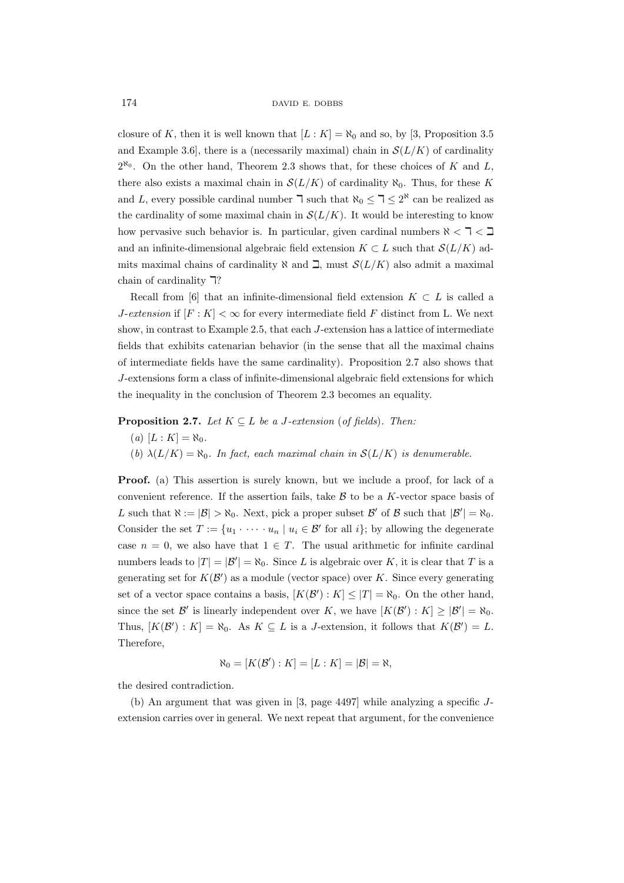closure of $K$, then it is well known that $[L : K] = \aleph_0$ and so, by [3, Proposition 3.5 and Example 3.6], there is a (necessarily maximal) chain in $\mathcal{S}(L/K)$ of cardinality $2^{\aleph_0}$. On the other hand, Theorem 2.3 shows that, for these choices of $K$ and $L$, there also exists a maximal chain in $\mathcal{S}(L/K)$ of cardinality $\aleph_0$. Thus, for these $K$ and $L$, every possible cardinal number $\daleth$ such that $\aleph_0 \leq \daleth \leq 2^{\aleph}$ can be realized as the cardinality of some maximal chain in $\mathcal{S}(L/K)$. It would be interesting to know how pervasive such behavior is. In particular, given cardinal numbers $\aleph < \daleth < \beth$ and an infinite-dimensional algebraic field extension $K \subset L$ such that $\mathcal{S}(L/K)$ admits maximal chains of cardinality $\aleph$ and $\beth$, must $\mathcal{S}(L/K)$ also admit a maximal chain of cardinality $\daleth$?

Recall from [6] that an infinite-dimensional field extension $K \subset L$ is called a *J-extension* if $[F : K] < \infty$ for every intermediate field $F$ distinct from L. We next show, in contrast to Example 2.5, that each $J$-extension has a lattice of intermediate fields that exhibits catenarian behavior (in the sense that all the maximal chains of intermediate fields have the same cardinality). Proposition 2.7 also shows that $J$-extensions form a class of infinite-dimensional algebraic field extensions for which the inequality in the conclusion of Theorem 2.3 becomes an equality.

**Proposition 2.7.** *Let $K \subseteq L$ be a $J$-extension* (*of fields*). *Then:*

(*a*) $[L : K] = \aleph_0$.

(*b*) $\lambda(L/K) = \aleph_0$. *In fact, each maximal chain in $\mathcal{S}(L/K)$ is denumerable.*

**Proof.** (a) This assertion is surely known, but we include a proof, for lack of a convenient reference. If the assertion fails, take $\mathcal{B}$ to be a $K$-vector space basis of $L$ such that $\aleph := |\mathcal{B}| > \aleph_0$. Next, pick a proper subset $\mathcal{B}'$ of $\mathcal{B}$ such that $|\mathcal{B}'| = \aleph_0$. Consider the set $T := \{u_1 \cdot \cdots \cdot u_n \mid u_i \in \mathcal{B}' \text{ for all } i\}$; by allowing the degenerate case $n = 0$, we also have that $1 \in T$. The usual arithmetic for infinite cardinal numbers leads to $|T| = |\mathcal{B}'| = \aleph_0$. Since $L$ is algebraic over $K$, it is clear that $T$ is a generating set for $K(\mathcal{B}')$ as a module (vector space) over $K$. Since every generating set of a vector space contains a basis, $[K(\mathcal{B}') : K] \leq |T| = \aleph_0$. On the other hand, since the set $\mathcal{B}'$ is linearly independent over $K$, we have $[K(\mathcal{B}') : K] \geq |\mathcal{B}'| = \aleph_0$. Thus, $[K(\mathcal{B}') : K] = \aleph_0$. As $K \subseteq L$ is a $J$-extension, it follows that $K(\mathcal{B}') = L$. Therefore,

$$\aleph_0 = [K(\mathcal{B}') : K] = [L : K] = |\mathcal{B}| = \aleph,$$

the desired contradiction.

(b) An argument that was given in [3, page 4497] while analyzing a specific $J$-extension carries over in general. We next repeat that argument, for the convenience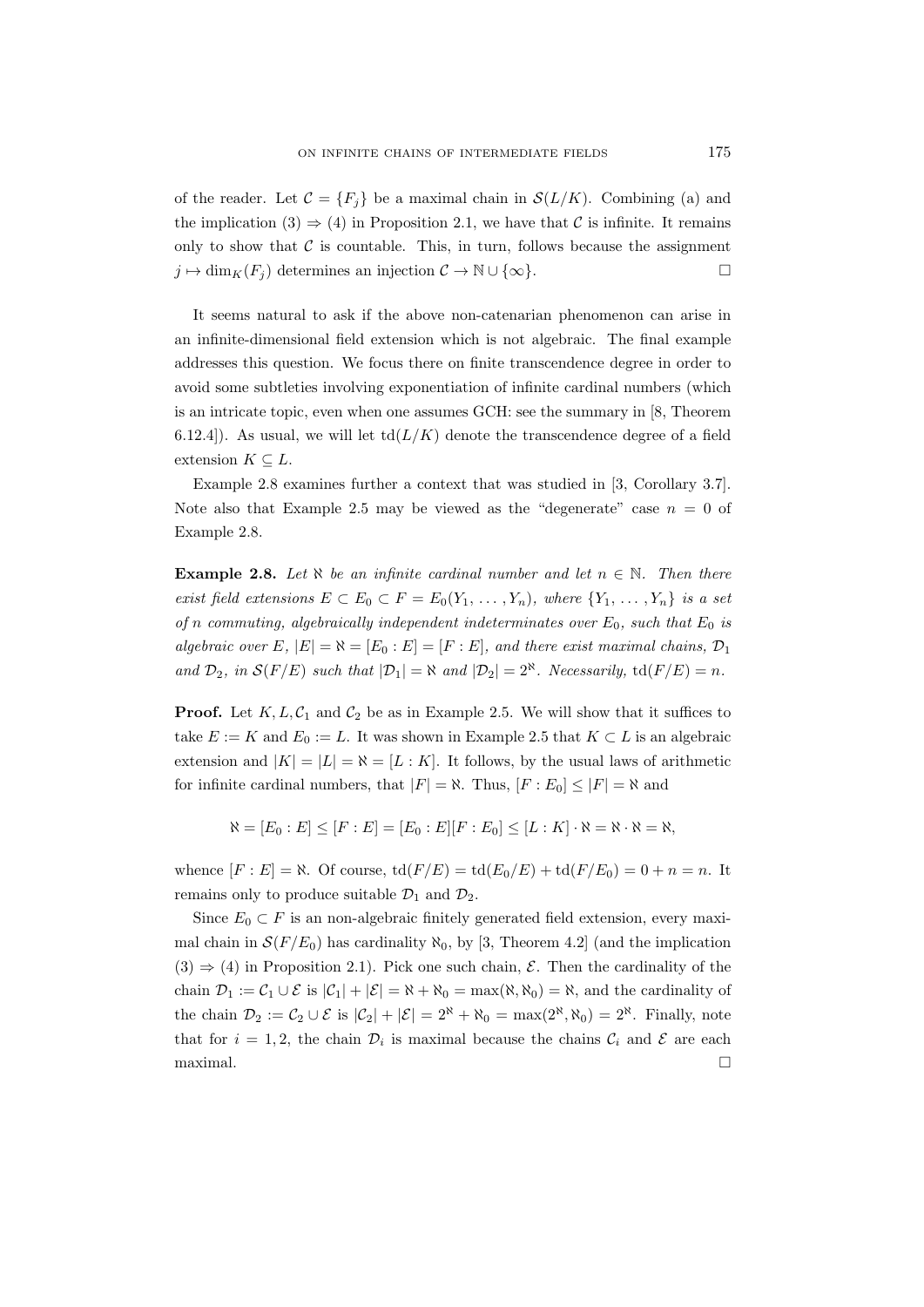of the reader. Let $\mathcal{C} = \{F_j\}$ be a maximal chain in $\mathcal{S}(L/K)$. Combining (a) and the implication (3) $\Rightarrow$ (4) in Proposition 2.1, we have that $\mathcal{C}$ is infinite. It remains only to show that $\mathcal{C}$ is countable. This, in turn, follows because the assignment $j \mapsto \dim_K(F_j)$ determines an injection $\mathcal{C} \to \mathbb{N} \cup \{\infty\}$. $\square$

It seems natural to ask if the above non-catenarian phenomenon can arise in an infinite-dimensional field extension which is not algebraic. The final example addresses this question. We focus there on finite transcendence degree in order to avoid some subtleties involving exponentiation of infinite cardinal numbers (which is an intricate topic, even when one assumes GCH: see the summary in [8, Theorem 6.12.4]). As usual, we will let $\mathrm{td}(L/K)$ denote the transcendence degree of a field extension $K \subseteq L$.

Example 2.8 examines further a context that was studied in [3, Corollary 3.7]. Note also that Example 2.5 may be viewed as the "degenerate" case $n = 0$ of Example 2.8.

**Example 2.8.** *Let $\aleph$ be an infinite cardinal number and let $n \in \mathbb{N}$. Then there exist field extensions $E \subset E_0 \subset F = E_0(Y_1, \ldots, Y_n)$, where $\{Y_1, \ldots, Y_n\}$ is a set of $n$ commuting, algebraically independent indeterminates over $E_0$, such that $E_0$ is algebraic over $E$, $|E| = \aleph = [E_0 : E] = [F : E]$, and there exist maximal chains, $\mathcal{D}_1$ and $\mathcal{D}_2$, in $\mathcal{S}(F/E)$ such that $|\mathcal{D}_1| = \aleph$ and $|\mathcal{D}_2| = 2^{\aleph}$. Necessarily, $\mathrm{td}(F/E) = n$.*

**Proof.** Let $K, L, \mathcal{C}_1$ and $\mathcal{C}_2$ be as in Example 2.5. We will show that it suffices to take $E := K$ and $E_0 := L$. It was shown in Example 2.5 that $K \subset L$ is an algebraic extension and $|K| = |L| = \aleph = [L : K]$. It follows, by the usual laws of arithmetic for infinite cardinal numbers, that $|F| = \aleph$. Thus, $[F : E_0] \leq |F| = \aleph$ and

$$\aleph = [E_0 : E] \leq [F : E] = [E_0 : E][F : E_0] \leq [L : K] \cdot \aleph = \aleph \cdot \aleph = \aleph,$$

whence $[F : E] = \aleph$. Of course, $\mathrm{td}(F/E) = \mathrm{td}(E_0/E) + \mathrm{td}(F/E_0) = 0 + n = n$. It remains only to produce suitable $\mathcal{D}_1$ and $\mathcal{D}_2$.

Since $E_0 \subset F$ is an non-algebraic finitely generated field extension, every maximal chain in $\mathcal{S}(F/E_0)$ has cardinality $\aleph_0$, by [3, Theorem 4.2] (and the implication (3) $\Rightarrow$ (4) in Proposition 2.1). Pick one such chain, $\mathcal{E}$. Then the cardinality of the chain $\mathcal{D}_1 := \mathcal{C}_1 \cup \mathcal{E}$ is $|\mathcal{C}_1| + |\mathcal{E}| = \aleph + \aleph_0 = \max(\aleph, \aleph_0) = \aleph$, and the cardinality of the chain $\mathcal{D}_2 := \mathcal{C}_2 \cup \mathcal{E}$ is $|\mathcal{C}_2| + |\mathcal{E}| = 2^{\aleph} + \aleph_0 = \max(2^{\aleph}, \aleph_0) = 2^{\aleph}$. Finally, note that for $i = 1, 2$, the chain $\mathcal{D}_i$ is maximal because the chains $\mathcal{C}_i$ and $\mathcal{E}$ are each maximal. $\square$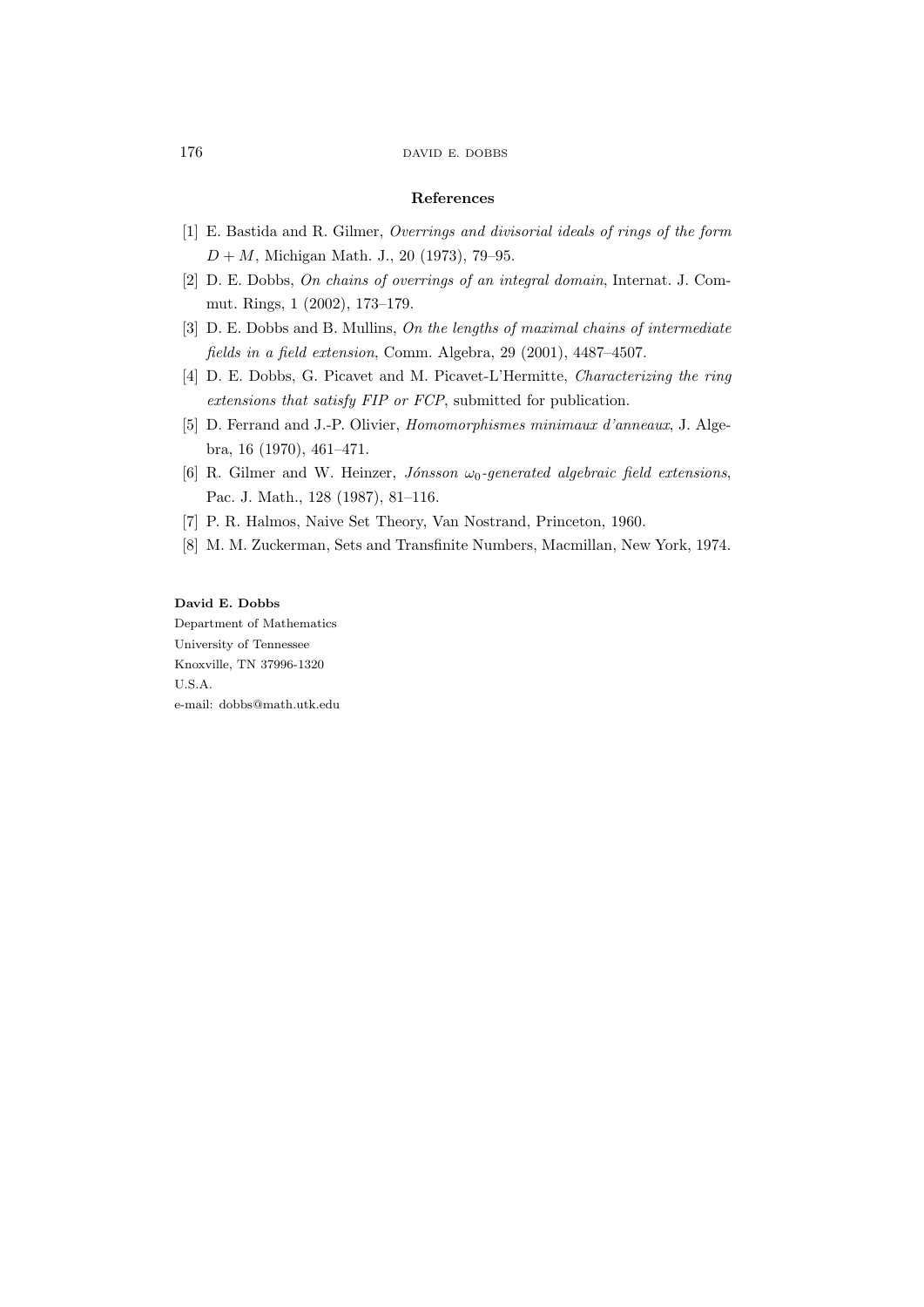## References

[1] E. Bastida and R. Gilmer, *Overrings and divisorial ideals of rings of the form $D + M$*, Michigan Math. J., 20 (1973), 79–95.

[2] D. E. Dobbs, *On chains of overrings of an integral domain*, Internat. J. Commut. Rings, 1 (2002), 173–179.

[3] D. E. Dobbs and B. Mullins, *On the lengths of maximal chains of intermediate fields in a field extension*, Comm. Algebra, 29 (2001), 4487–4507.

[4] D. E. Dobbs, G. Picavet and M. Picavet-L'Hermitte, *Characterizing the ring extensions that satisfy FIP or FCP*, submitted for publication.

[5] D. Ferrand and J.-P. Olivier, *Homomorphismes minimaux d'anneaux*, J. Algebra, 16 (1970), 461–471.

[6] R. Gilmer and W. Heinzer, *Jónsson $\omega_0$-generated algebraic field extensions*, Pac. J. Math., 128 (1987), 81–116.

[7] P. R. Halmos, Naive Set Theory, Van Nostrand, Princeton, 1960.

[8] M. M. Zuckerman, Sets and Transfinite Numbers, Macmillan, New York, 1974.

**David E. Dobbs**
Department of Mathematics
University of Tennessee
Knoxville, TN 37996-1320
U.S.A.
e-mail: dobbs@math.utk.edu